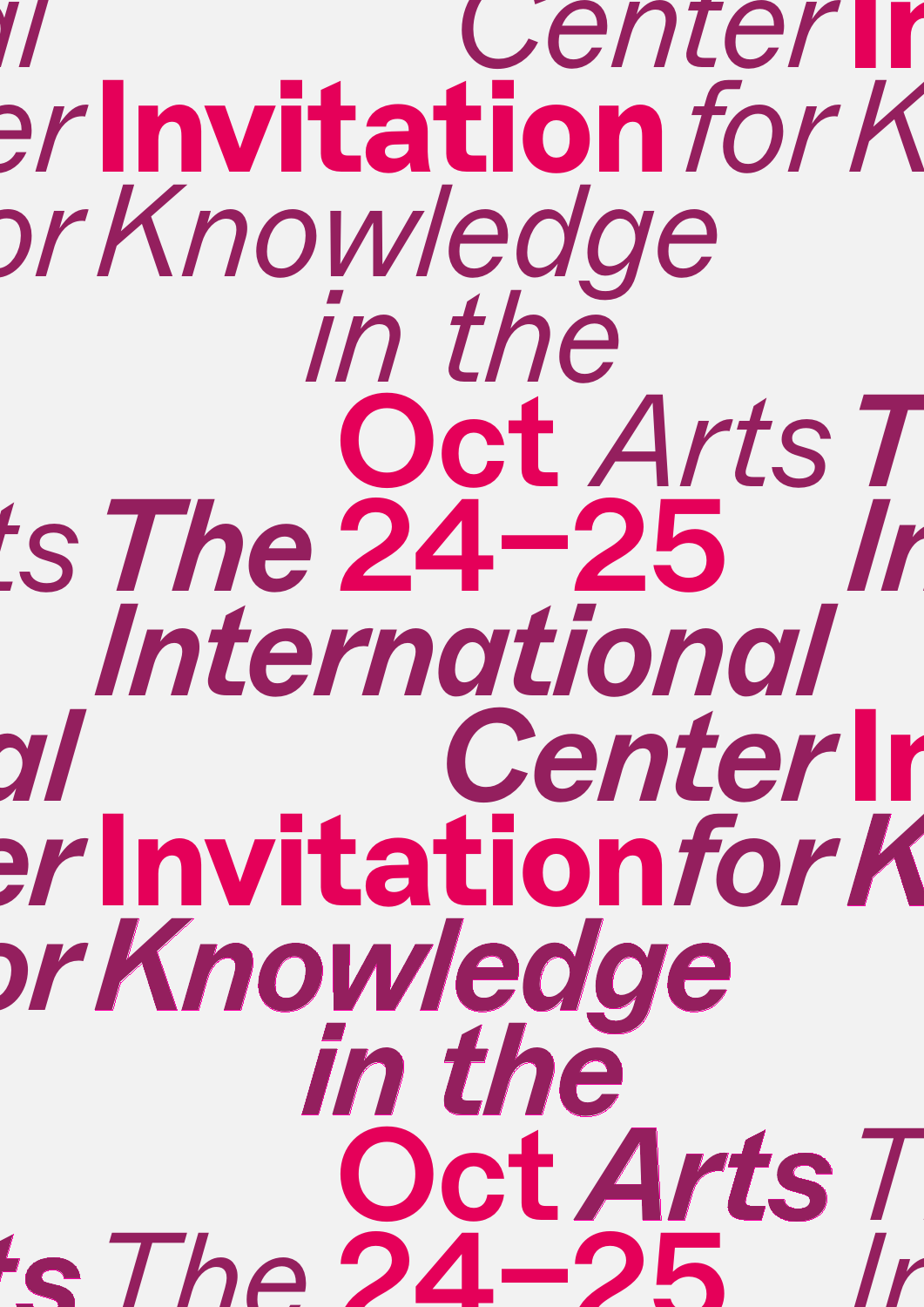Center

**Invitation** *for*

*Knowledge*

*in the*

**Oct** *Arts*

*The* **24–25**

***International***

***Center***

**Invitation** ***for***

***Knowledge***

***in the***

**Oct** ***Arts***

*The* **24–25**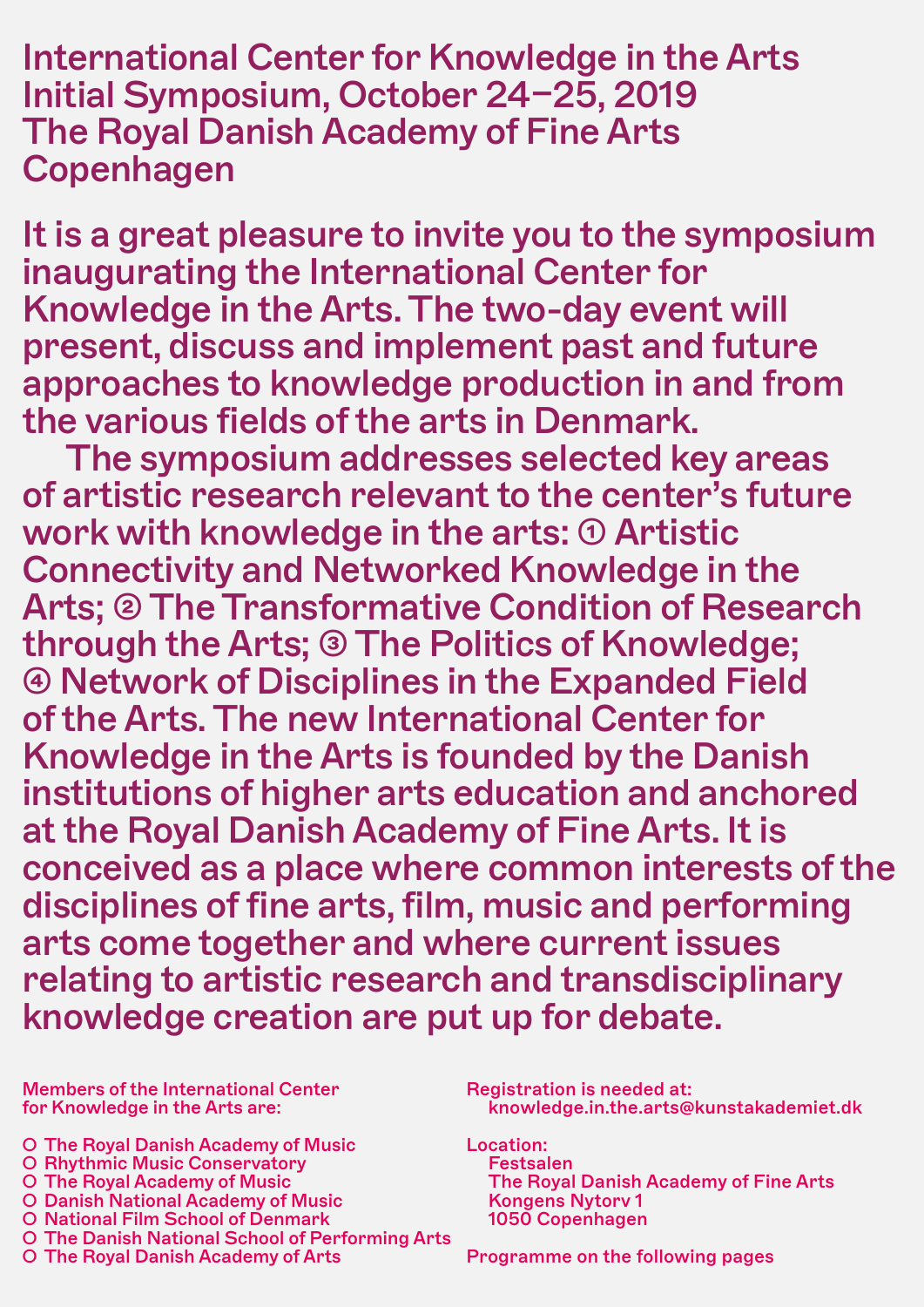# International Center for Knowledge in the Arts
## Initial Symposium, October 24–25, 2019
## The Royal Danish Academy of Fine Arts
## Copenhagen

It is a great pleasure to invite you to the symposium inaugurating the International Center for Knowledge in the Arts. The two-day event will present, discuss and implement past and future approaches to knowledge production in and from the various fields of the arts in Denmark.

The symposium addresses selected key areas of artistic research relevant to the center's future work with knowledge in the arts: ① Artistic Connectivity and Networked Knowledge in the Arts; ② The Transformative Condition of Research through the Arts; ③ The Politics of Knowledge; ④ Network of Disciplines in the Expanded Field of the Arts. The new International Center for Knowledge in the Arts is founded by the Danish institutions of higher arts education and anchored at the Royal Danish Academy of Fine Arts. It is conceived as a place where common interests of the disciplines of fine arts, film, music and performing arts come together and where current issues relating to artistic research and transdisciplinary knowledge creation are put up for debate.

Members of the International Center for Knowledge in the Arts are:

- The Royal Danish Academy of Music
- Rhythmic Music Conservatory
- The Royal Academy of Music
- Danish National Academy of Music
- National Film School of Denmark
- The Danish National School of Performing Arts
- The Royal Danish Academy of Arts

Registration is needed at:
knowledge.in.the.arts@kunstakademiet.dk

Location:
Festsalen
The Royal Danish Academy of Fine Arts
Kongens Nytorv 1
1050 Copenhagen

Programme on the following pages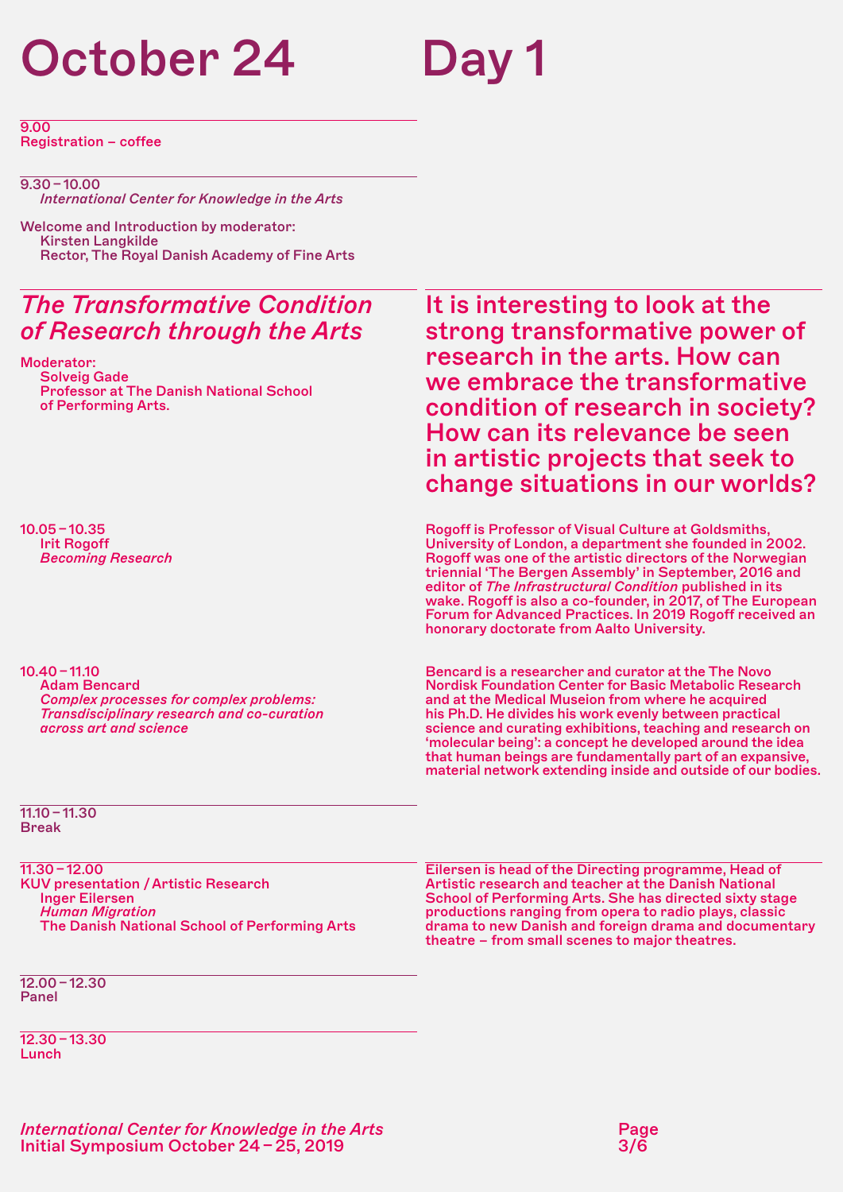# October 24 Day 1

**9.00**
Registration – coffee

**9.30 – 10.00**
*International Center for Knowledge in the Arts*

Welcome and Introduction by moderator:
Kirsten Langkilde
Rector, The Royal Danish Academy of Fine Arts

## *The Transformative Condition of Research through the Arts*

Moderator:
Solveig Gade
Professor at The Danish National School of Performing Arts.

It is interesting to look at the strong transformative power of research in the arts. How can we embrace the transformative condition of research in society? How can its relevance be seen in artistic projects that seek to change situations in our worlds?

**10.05 – 10.35**
Irit Rogoff
*Becoming Research*

Rogoff is Professor of Visual Culture at Goldsmiths, University of London, a department she founded in 2002. Rogoff was one of the artistic directors of the Norwegian triennial 'The Bergen Assembly' in September, 2016 and editor of *The Infrastructural Condition* published in its wake. Rogoff is also a co-founder, in 2017, of The European Forum for Advanced Practices. In 2019 Rogoff received an honorary doctorate from Aalto University.

**10.40 – 11.10**
Adam Bencard
*Complex processes for complex problems: Transdisciplinary research and co-curation across art and science*

Bencard is a researcher and curator at the The Novo Nordisk Foundation Center for Basic Metabolic Research and at the Medical Museion from where he acquired his Ph.D. He divides his work evenly between practical science and curating exhibitions, teaching and research on 'molecular being': a concept he developed around the idea that human beings are fundamentally part of an expansive, material network extending inside and outside of our bodies.

**11.10 – 11.30**
Break

**11.30 – 12.00**
KUV presentation / Artistic Research
Inger Eilersen
*Human Migration*
The Danish National School of Performing Arts

Eilersen is head of the Directing programme, Head of Artistic research and teacher at the Danish National School of Performing Arts. She has directed sixty stage productions ranging from opera to radio plays, classic drama to new Danish and foreign drama and documentary theatre – from small scenes to major theatres.

**12.00 – 12.30**
Panel

**12.30 – 13.30**
Lunch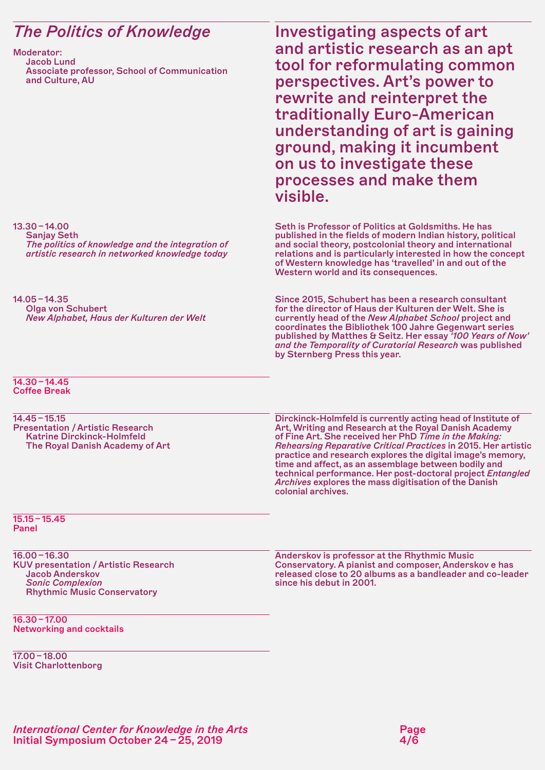## *The Politics of Knowledge*

Moderator:
Jacob Lund
Associate professor, School of Communication and Culture, AU

**Investigating aspects of art and artistic research as an apt tool for reformulating common perspectives. Art's power to rewrite and reinterpret the traditionally Euro-American understanding of art is gaining ground, making it incumbent on us to investigate these processes and make them visible.**

13.30 – 14.00
Sanjay Seth
*The politics of knowledge and the integration of artistic research in networked knowledge today*

Seth is Professor of Politics at Goldsmiths. He has published in the fields of modern Indian history, political and social theory, postcolonial theory and international relations and is particularly interested in how the concept of Western knowledge has 'travelled' in and out of the Western world and its consequences.

14.05 – 14.35
Olga von Schubert
*New Alphabet, Haus der Kulturen der Welt*

Since 2015, Schubert has been a research consultant for the director of Haus der Kulturen der Welt. She is currently head of the *New Alphabet School* project and coordinates the Bibliothek 100 Jahre Gegenwart series published by Matthes & Seitz. Her essay *'100 Years of Now' and the Temporality of Curatorial Research* was published by Sternberg Press this year.

14.30 – 14.45
Coffee Break

14.45 – 15.15
Presentation / Artistic Research
Katrine Dirckinck-Holmfeld
The Royal Danish Academy of Art

Dirckinck-Holmfeld is currently acting head of Institute of Art, Writing and Research at the Royal Danish Academy of Fine Art. She received her PhD *Time in the Making: Rehearsing Reparative Critical Practices* in 2015. Her artistic practice and research explores the digital image's memory, time and affect, as an assemblage between bodily and technical performance. Her post-doctoral project *Entangled Archives* explores the mass digitisation of the Danish colonial archives.

15.15 – 15.45
Panel

16.00 – 16.30
KUV presentation / Artistic Research
Jacob Anderskov
*Sonic Complexion*
Rhythmic Music Conservatory

Anderskov is professor at the Rhythmic Music Conservatory. A pianist and composer, Anderskov e has released close to 20 albums as a bandleader and co-leader since his debut in 2001.

16.30 – 17.00
Networking and cocktails

17.00 – 18.00
Visit Charlottenborg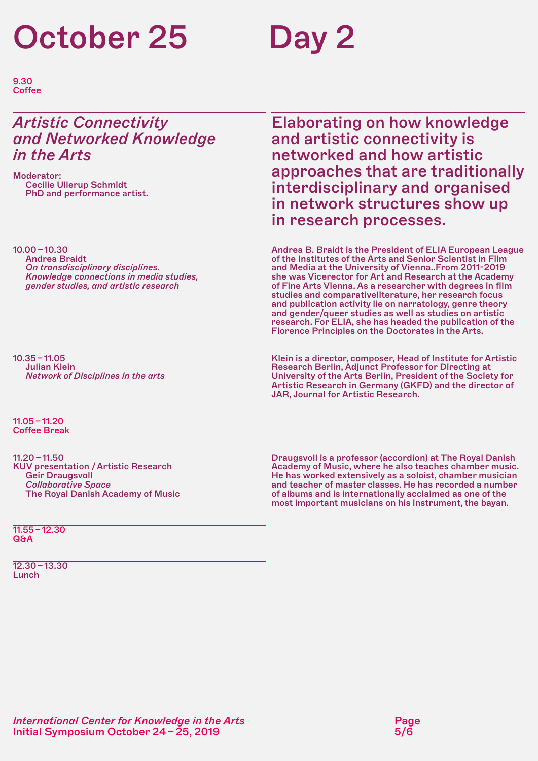# October 25 Day 2

9.30
Coffee

## *Artistic Connectivity and Networked Knowledge in the Arts*

Moderator:
Cecilie Ullerup Schmidt
PhD and performance artist.

Elaborating on how knowledge and artistic connectivity is networked and how artistic approaches that are traditionally interdisciplinary and organised in network structures show up in research processes.

10.00 – 10.30
Andrea Braidt
*On transdisciplinary disciplines. Knowledge connections in media studies, gender studies, and artistic research*

Andrea B. Braidt is the President of ELIA European League of the Institutes of the Arts and Senior Scientist in Film and Media at the University of Vienna..From 2011-2019 she was Vicerector for Art and Research at the Academy of Fine Arts Vienna. As a researcher with degrees in film studies and comparativeliterature, her research focus and publication activity lie on narratology, genre theory and gender/queer studies as well as studies on artistic research. For ELIA, she has headed the publication of the Florence Principles on the Doctorates in the Arts.

10.35 – 11.05
Julian Klein
*Network of Disciplines in the arts*

Klein is a director, composer, Head of Institute for Artistic Research Berlin, Adjunct Professor for Directing at University of the Arts Berlin, President of the Society for Artistic Research in Germany (GKFD) and the director of JAR, Journal for Artistic Research.

11.05 – 11.20
Coffee Break

11.20 – 11.50
KUV presentation / Artistic Research
Geir Draugsvoll
*Collaborative Space*
The Royal Danish Academy of Music

Draugsvoll is a professor (accordion) at The Royal Danish Academy of Music, where he also teaches chamber music. He has worked extensively as a soloist, chamber musician and teacher of master classes. He has recorded a number of albums and is internationally acclaimed as one of the most important musicians on his instrument, the bayan.

11.55 – 12.30
Q&A

12.30 – 13.30
Lunch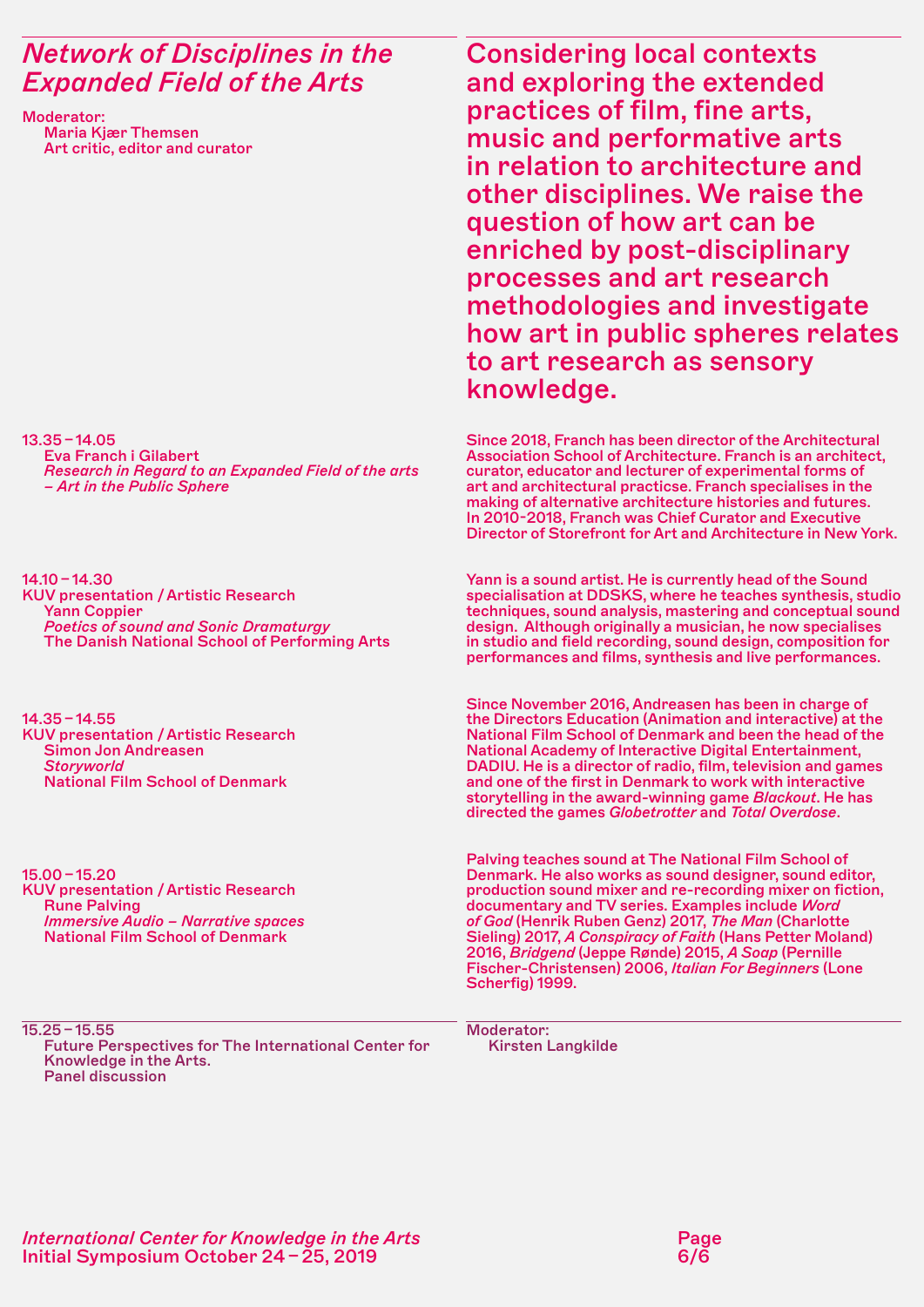## *Network of Disciplines in the Expanded Field of the Arts*

Moderator:
Maria Kjær Themsen
Art critic, editor and curator

**Considering local contexts and exploring the extended practices of film, fine arts, music and performative arts in relation to architecture and other disciplines. We raise the question of how art can be enriched by post-disciplinary processes and art research methodologies and investigate how art in public spheres relates to art research as sensory knowledge.**

13.35 – 14.05
Eva Franch i Gilabert
*Research in Regard to an Expanded Field of the arts – Art in the Public Sphere*

Since 2018, Franch has been director of the Architectural Association School of Architecture. Franch is an architect, curator, educator and lecturer of experimental forms of art and architectural practicse. Franch specialises in the making of alternative architecture histories and futures. In 2010-2018, Franch was Chief Curator and Executive Director of Storefront for Art and Architecture in New York.

14.10 – 14.30
KUV presentation / Artistic Research
Yann Coppier
*Poetics of sound and Sonic Dramaturgy*
The Danish National School of Performing Arts

Yann is a sound artist. He is currently head of the Sound specialisation at DDSKS, where he teaches synthesis, studio techniques, sound analysis, mastering and conceptual sound design. Although originally a musician, he now specialises in studio and field recording, sound design, composition for performances and films, synthesis and live performances.

14.35 – 14.55
KUV presentation / Artistic Research
Simon Jon Andreasen
*Storyworld*
National Film School of Denmark

Since November 2016, Andreasen has been in charge of the Directors Education (Animation and interactive) at the National Film School of Denmark and been the head of the National Academy of Interactive Digital Entertainment, DADIU. He is a director of radio, film, television and games and one of the first in Denmark to work with interactive storytelling in the award-winning game *Blackout*. He has directed the games *Globetrotter* and *Total Overdose*.

15.00 – 15.20
KUV presentation / Artistic Research
Rune Palving
*Immersive Audio – Narrative spaces*
National Film School of Denmark

Palving teaches sound at The National Film School of Denmark. He also works as sound designer, sound editor, production sound mixer and re-recording mixer on fiction, documentary and TV series. Examples include *Word of God* (Henrik Ruben Genz) 2017, *The Man* (Charlotte Sieling) 2017, *A Conspiracy of Faith* (Hans Petter Moland) 2016, *Bridgend* (Jeppe Rønde) 2015, *A Soap* (Pernille Fischer-Christensen) 2006, *Italian For Beginners* (Lone Scherfig) 1999.

15.25 – 15.55
Future Perspectives for The International Center for Knowledge in the Arts.
Panel discussion

Moderator:
Kirsten Langkilde